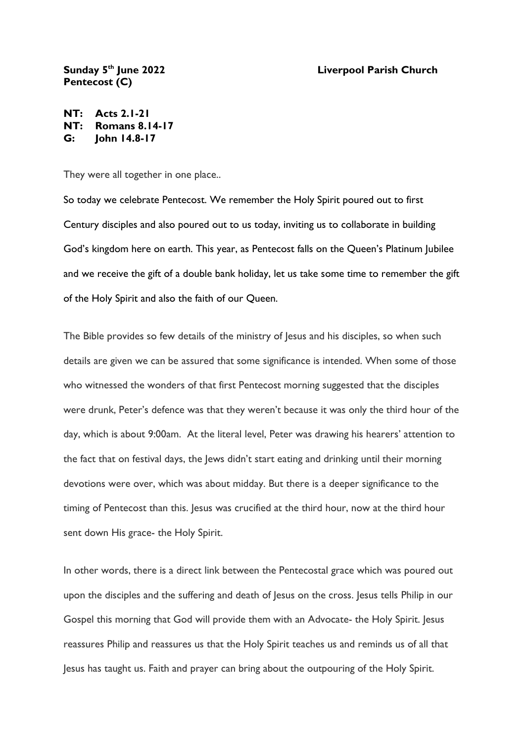**Sunday 5th June 2022** **Liverpool Parish Church**
**Pentecost (C)**

**NT: Acts 2.1-21**
**NT: Romans 8.14-17**
**G: John 14.8-17**

They were all together in one place..

So today we celebrate Pentecost. We remember the Holy Spirit poured out to first Century disciples and also poured out to us today, inviting us to collaborate in building God's kingdom here on earth. This year, as Pentecost falls on the Queen's Platinum Jubilee and we receive the gift of a double bank holiday, let us take some time to remember the gift of the Holy Spirit and also the faith of our Queen.

The Bible provides so few details of the ministry of Jesus and his disciples, so when such details are given we can be assured that some significance is intended. When some of those who witnessed the wonders of that first Pentecost morning suggested that the disciples were drunk, Peter's defence was that they weren't because it was only the third hour of the day, which is about 9:00am. At the literal level, Peter was drawing his hearers' attention to the fact that on festival days, the Jews didn't start eating and drinking until their morning devotions were over, which was about midday. But there is a deeper significance to the timing of Pentecost than this. Jesus was crucified at the third hour, now at the third hour sent down His grace- the Holy Spirit.

In other words, there is a direct link between the Pentecostal grace which was poured out upon the disciples and the suffering and death of Jesus on the cross. Jesus tells Philip in our Gospel this morning that God will provide them with an Advocate- the Holy Spirit. Jesus reassures Philip and reassures us that the Holy Spirit teaches us and reminds us of all that Jesus has taught us. Faith and prayer can bring about the outpouring of the Holy Spirit.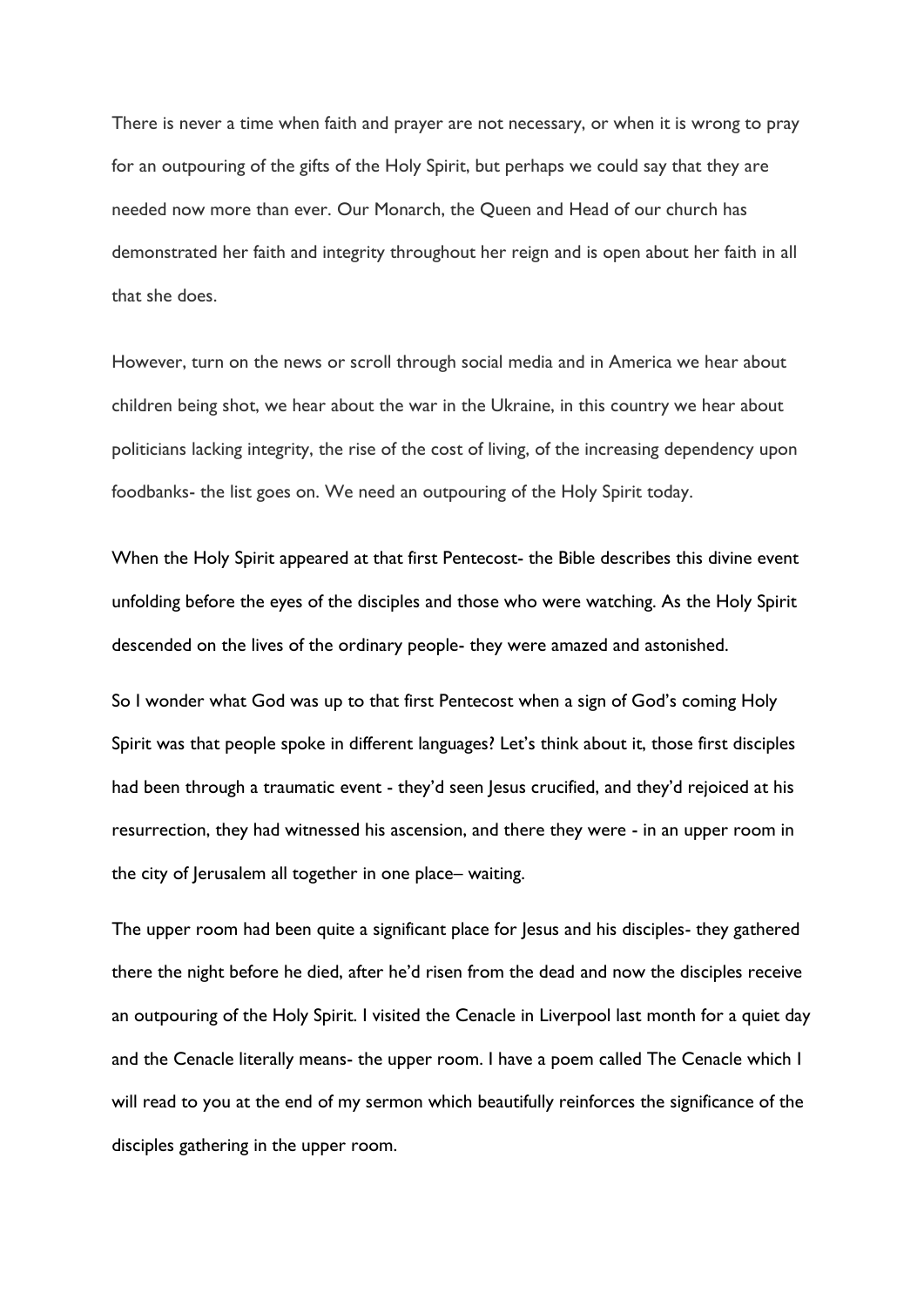There is never a time when faith and prayer are not necessary, or when it is wrong to pray for an outpouring of the gifts of the Holy Spirit, but perhaps we could say that they are needed now more than ever. Our Monarch, the Queen and Head of our church has demonstrated her faith and integrity throughout her reign and is open about her faith in all that she does.

However, turn on the news or scroll through social media and in America we hear about children being shot, we hear about the war in the Ukraine, in this country we hear about politicians lacking integrity, the rise of the cost of living, of the increasing dependency upon foodbanks- the list goes on. We need an outpouring of the Holy Spirit today.

When the Holy Spirit appeared at that first Pentecost- the Bible describes this divine event unfolding before the eyes of the disciples and those who were watching. As the Holy Spirit descended on the lives of the ordinary people- they were amazed and astonished.

So I wonder what God was up to that first Pentecost when a sign of God's coming Holy Spirit was that people spoke in different languages? Let's think about it, those first disciples had been through a traumatic event - they'd seen Jesus crucified, and they'd rejoiced at his resurrection, they had witnessed his ascension, and there they were - in an upper room in the city of Jerusalem all together in one place– waiting.

The upper room had been quite a significant place for Jesus and his disciples- they gathered there the night before he died, after he'd risen from the dead and now the disciples receive an outpouring of the Holy Spirit. I visited the Cenacle in Liverpool last month for a quiet day and the Cenacle literally means- the upper room. I have a poem called The Cenacle which I will read to you at the end of my sermon which beautifully reinforces the significance of the disciples gathering in the upper room.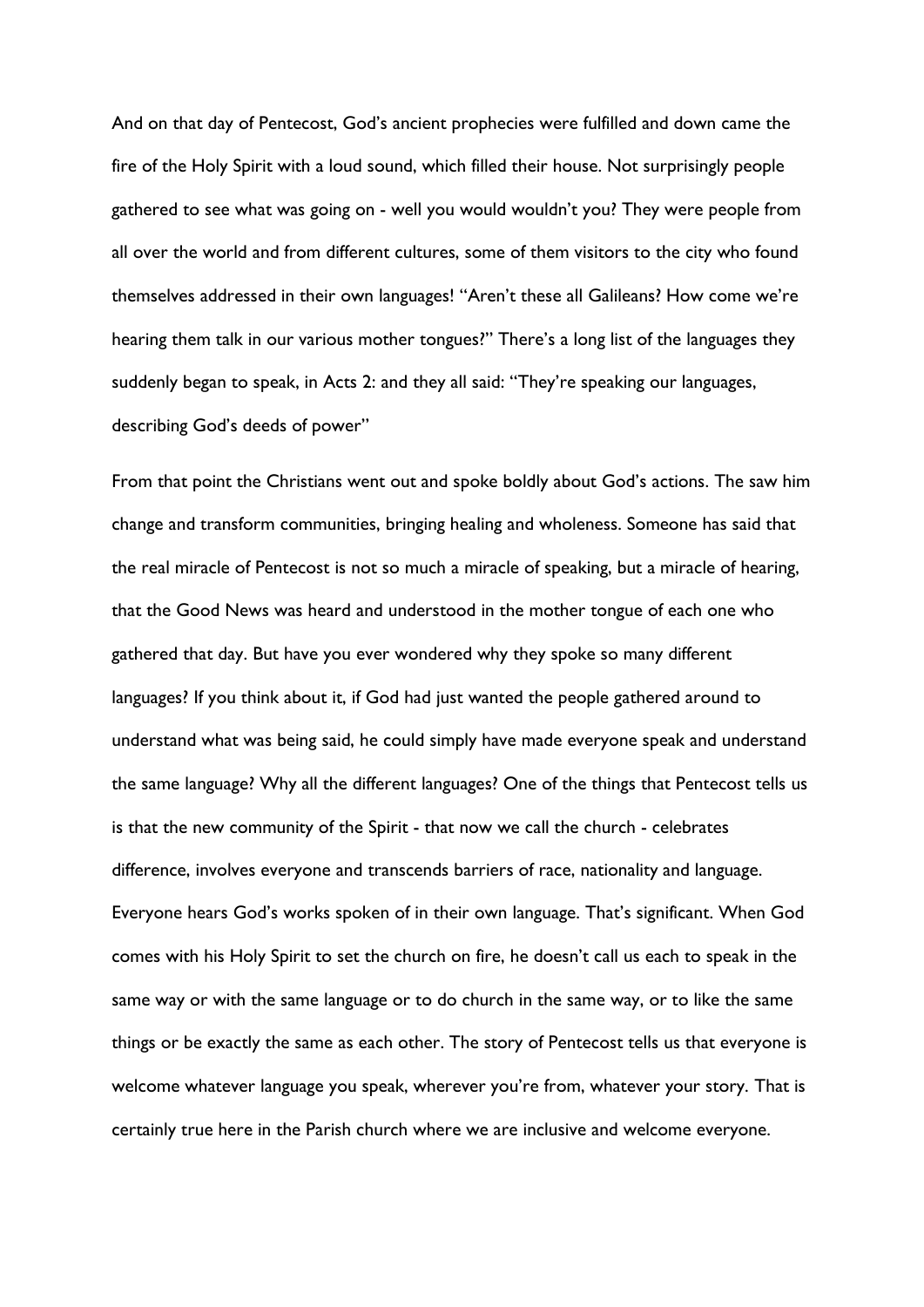And on that day of Pentecost, God's ancient prophecies were fulfilled and down came the fire of the Holy Spirit with a loud sound, which filled their house. Not surprisingly people gathered to see what was going on - well you would wouldn't you? They were people from all over the world and from different cultures, some of them visitors to the city who found themselves addressed in their own languages! "Aren't these all Galileans? How come we're hearing them talk in our various mother tongues?" There's a long list of the languages they suddenly began to speak, in Acts 2: and they all said: "They're speaking our languages, describing God's deeds of power"

From that point the Christians went out and spoke boldly about God's actions. The saw him change and transform communities, bringing healing and wholeness. Someone has said that the real miracle of Pentecost is not so much a miracle of speaking, but a miracle of hearing, that the Good News was heard and understood in the mother tongue of each one who gathered that day. But have you ever wondered why they spoke so many different languages? If you think about it, if God had just wanted the people gathered around to understand what was being said, he could simply have made everyone speak and understand the same language? Why all the different languages? One of the things that Pentecost tells us is that the new community of the Spirit - that now we call the church - celebrates difference, involves everyone and transcends barriers of race, nationality and language. Everyone hears God's works spoken of in their own language. That's significant. When God comes with his Holy Spirit to set the church on fire, he doesn't call us each to speak in the same way or with the same language or to do church in the same way, or to like the same things or be exactly the same as each other. The story of Pentecost tells us that everyone is welcome whatever language you speak, wherever you're from, whatever your story. That is certainly true here in the Parish church where we are inclusive and welcome everyone.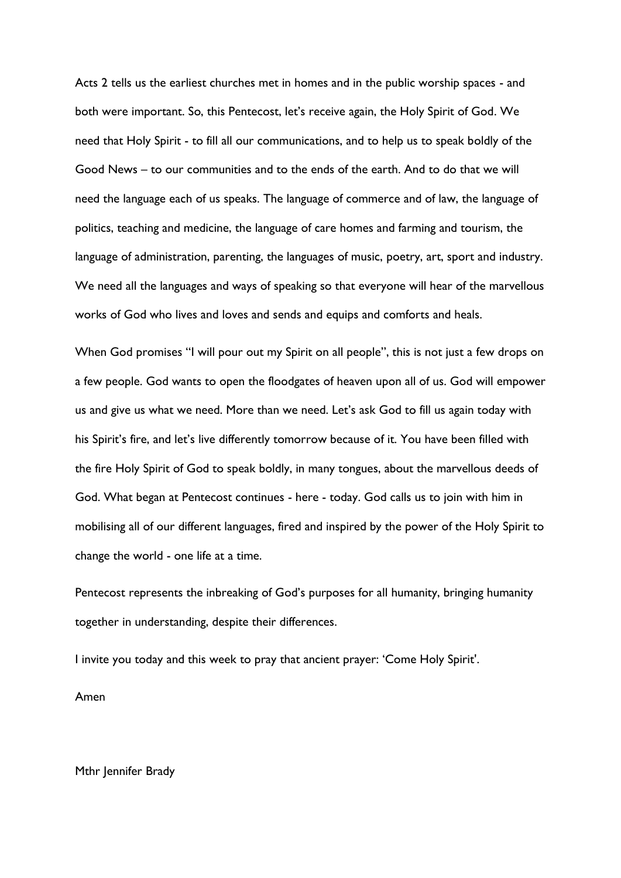Acts 2 tells us the earliest churches met in homes and in the public worship spaces - and both were important. So, this Pentecost, let's receive again, the Holy Spirit of God. We need that Holy Spirit - to fill all our communications, and to help us to speak boldly of the Good News – to our communities and to the ends of the earth. And to do that we will need the language each of us speaks. The language of commerce and of law, the language of politics, teaching and medicine, the language of care homes and farming and tourism, the language of administration, parenting, the languages of music, poetry, art, sport and industry. We need all the languages and ways of speaking so that everyone will hear of the marvellous works of God who lives and loves and sends and equips and comforts and heals.

When God promises "I will pour out my Spirit on all people", this is not just a few drops on a few people. God wants to open the floodgates of heaven upon all of us. God will empower us and give us what we need. More than we need. Let's ask God to fill us again today with his Spirit's fire, and let's live differently tomorrow because of it. You have been filled with the fire Holy Spirit of God to speak boldly, in many tongues, about the marvellous deeds of God. What began at Pentecost continues - here - today. God calls us to join with him in mobilising all of our different languages, fired and inspired by the power of the Holy Spirit to change the world - one life at a time.

Pentecost represents the inbreaking of God's purposes for all humanity, bringing humanity together in understanding, despite their differences.

I invite you today and this week to pray that ancient prayer: 'Come Holy Spirit'.

Amen

Mthr Jennifer Brady